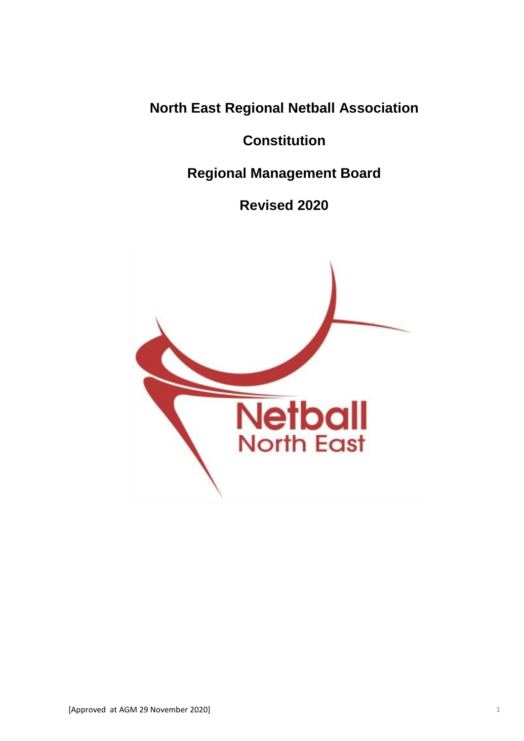# North East Regional Netball Association

# Constitution

# Regional Management Board

# Revised 2020

[Approved at AGM 29 November 2020]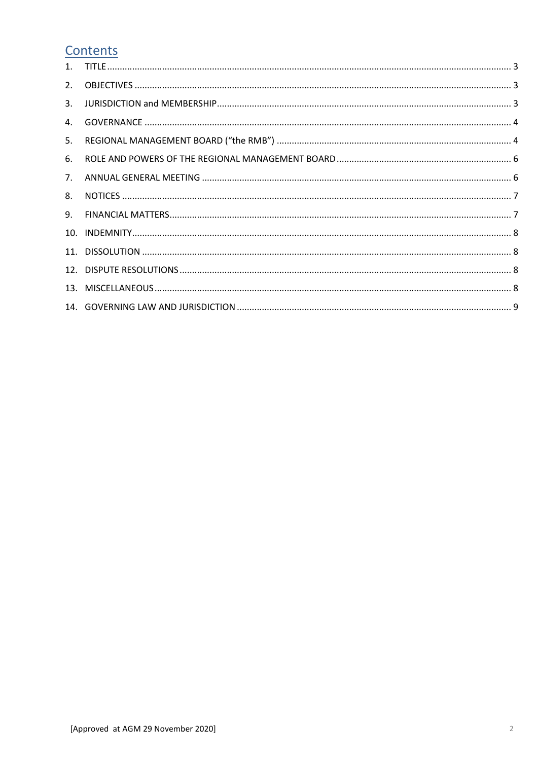## Contents

1. TITLE ........ 3
2. OBJECTIVES ........ 3
3. JURISDICTION and MEMBERSHIP ........ 3
4. GOVERNANCE ........ 4
5. REGIONAL MANAGEMENT BOARD ("the RMB") ........ 4
6. ROLE AND POWERS OF THE REGIONAL MANAGEMENT BOARD ........ 6
7. ANNUAL GENERAL MEETING ........ 6
8. NOTICES ........ 7
9. FINANCIAL MATTERS ........ 7
10. INDEMNITY ........ 8
11. DISSOLUTION ........ 8
12. DISPUTE RESOLUTIONS ........ 8
13. MISCELLANEOUS ........ 8
14. GOVERNING LAW AND JURISDICTION ........ 9

[Approved at AGM 29 November 2020]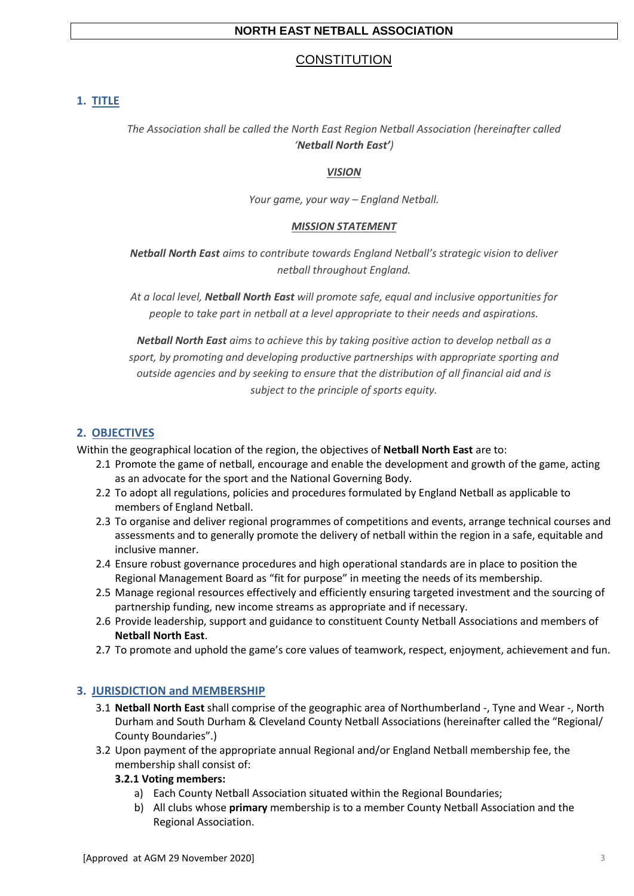**NORTH EAST NETBALL ASSOCIATION**

# CONSTITUTION

## 1. TITLE

*The Association shall be called the North East Region Netball Association (hereinafter called '**Netball North East'**)*

***VISION***

*Your game, your way – England Netball.*

***MISSION STATEMENT***

***Netball North East** aims to contribute towards England Netball's strategic vision to deliver netball throughout England.*

*At a local level, **Netball North East** will promote safe, equal and inclusive opportunities for people to take part in netball at a level appropriate to their needs and aspirations.*

***Netball North East** aims to achieve this by taking positive action to develop netball as a sport, by promoting and developing productive partnerships with appropriate sporting and outside agencies and by seeking to ensure that the distribution of all financial aid and is subject to the principle of sports equity.*

## 2. OBJECTIVES

Within the geographical location of the region, the objectives of **Netball North East** are to:

2.1 Promote the game of netball, encourage and enable the development and growth of the game, acting as an advocate for the sport and the National Governing Body.

2.2 To adopt all regulations, policies and procedures formulated by England Netball as applicable to members of England Netball.

2.3 To organise and deliver regional programmes of competitions and events, arrange technical courses and assessments and to generally promote the delivery of netball within the region in a safe, equitable and inclusive manner.

2.4 Ensure robust governance procedures and high operational standards are in place to position the Regional Management Board as "fit for purpose" in meeting the needs of its membership.

2.5 Manage regional resources effectively and efficiently ensuring targeted investment and the sourcing of partnership funding, new income streams as appropriate and if necessary.

2.6 Provide leadership, support and guidance to constituent County Netball Associations and members of **Netball North East**.

2.7 To promote and uphold the game's core values of teamwork, respect, enjoyment, achievement and fun.

## 3. JURISDICTION and MEMBERSHIP

3.1 **Netball North East** shall comprise of the geographic area of Northumberland -, Tyne and Wear -, North Durham and South Durham & Cleveland County Netball Associations (hereinafter called the "Regional/ County Boundaries".)

3.2 Upon payment of the appropriate annual Regional and/or England Netball membership fee, the membership shall consist of:

**3.2.1 Voting members:**

a) Each County Netball Association situated within the Regional Boundaries;

b) All clubs whose **primary** membership is to a member County Netball Association and the Regional Association.

[Approved at AGM 29 November 2020]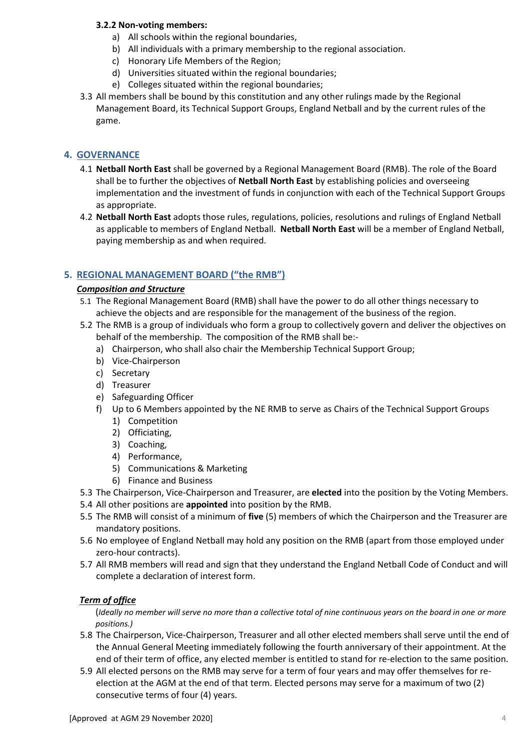**3.2.2 Non-voting members:**

a) All schools within the regional boundaries,
b) All individuals with a primary membership to the regional association.
c) Honorary Life Members of the Region;
d) Universities situated within the regional boundaries;
e) Colleges situated within the regional boundaries;

3.3 All members shall be bound by this constitution and any other rulings made by the Regional Management Board, its Technical Support Groups, England Netball and by the current rules of the game.

## 4. GOVERNANCE

4.1 **Netball North East** shall be governed by a Regional Management Board (RMB). The role of the Board shall be to further the objectives of **Netball North East** by establishing policies and overseeing implementation and the investment of funds in conjunction with each of the Technical Support Groups as appropriate.

4.2 **Netball North East** adopts those rules, regulations, policies, resolutions and rulings of England Netball as applicable to members of England Netball. **Netball North East** will be a member of England Netball, paying membership as and when required.

## 5. REGIONAL MANAGEMENT BOARD ("the RMB")

***Composition and Structure***

5.1 The Regional Management Board (RMB) shall have the power to do all other things necessary to achieve the objects and are responsible for the management of the business of the region.

5.2 The RMB is a group of individuals who form a group to collectively govern and deliver the objectives on behalf of the membership. The composition of the RMB shall be:-

a) Chairperson, who shall also chair the Membership Technical Support Group;
b) Vice-Chairperson
c) Secretary
d) Treasurer
e) Safeguarding Officer
f) Up to 6 Members appointed by the NE RMB to serve as Chairs of the Technical Support Groups
   1) Competition
   2) Officiating,
   3) Coaching,
   4) Performance,
   5) Communications & Marketing
   6) Finance and Business

5.3 The Chairperson, Vice-Chairperson and Treasurer, are **elected** into the position by the Voting Members.

5.4 All other positions are **appointed** into position by the RMB.

5.5 The RMB will consist of a minimum of **five** (5) members of which the Chairperson and the Treasurer are mandatory positions.

5.6 No employee of England Netball may hold any position on the RMB (apart from those employed under zero-hour contracts).

5.7 All RMB members will read and sign that they understand the England Netball Code of Conduct and will complete a declaration of interest form.

***Term of office***

(*Ideally no member will serve no more than a collective total of nine continuous years on the board in one or more positions.)*

5.8 The Chairperson, Vice-Chairperson, Treasurer and all other elected members shall serve until the end of the Annual General Meeting immediately following the fourth anniversary of their appointment. At the end of their term of office, any elected member is entitled to stand for re-election to the same position.

5.9 All elected persons on the RMB may serve for a term of four years and may offer themselves for re-election at the AGM at the end of that term. Elected persons may serve for a maximum of two (2) consecutive terms of four (4) years.

[Approved at AGM 29 November 2020]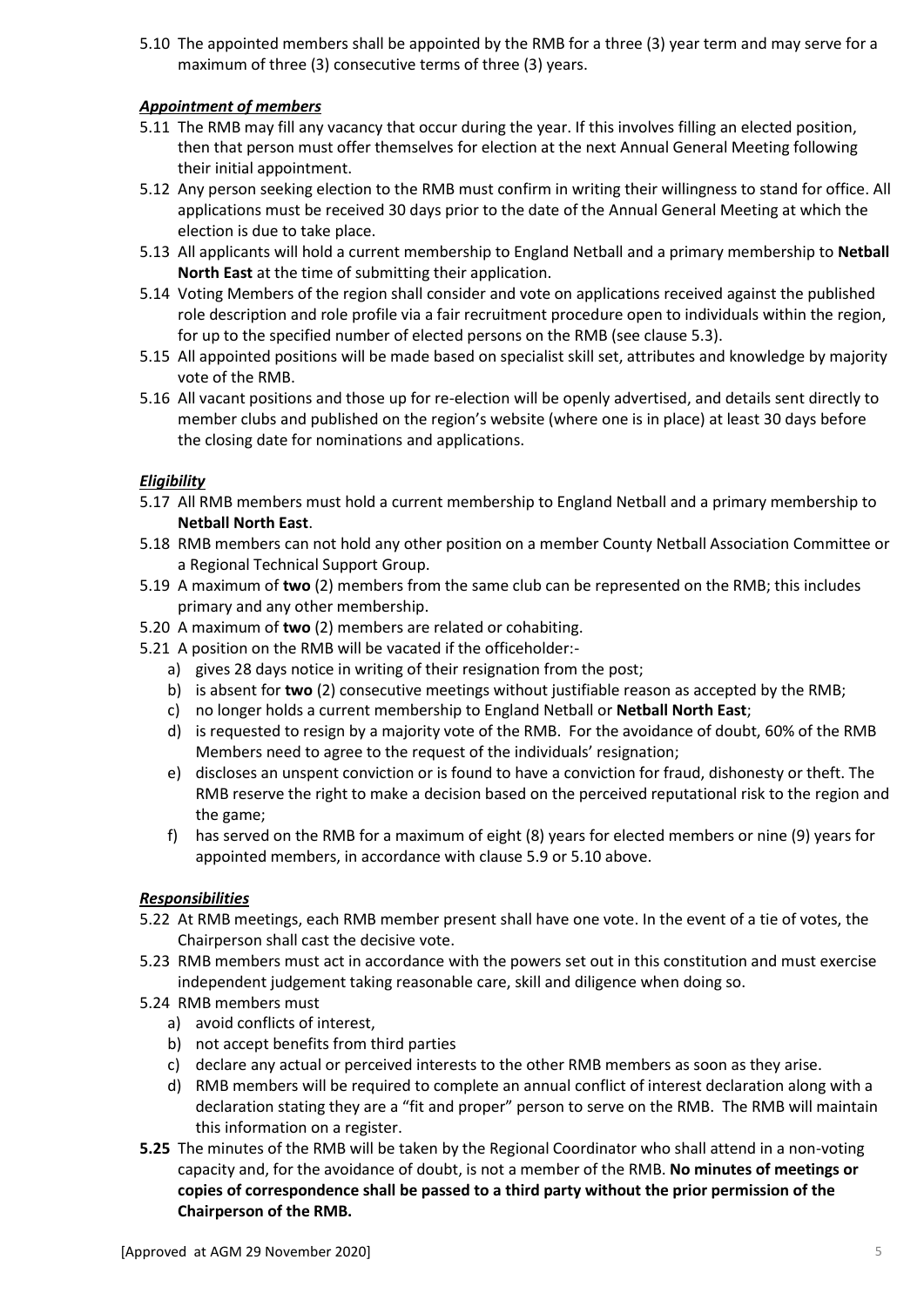5.10 The appointed members shall be appointed by the RMB for a three (3) year term and may serve for a maximum of three (3) consecutive terms of three (3) years.

***Appointment of members***

5.11 The RMB may fill any vacancy that occur during the year. If this involves filling an elected position, then that person must offer themselves for election at the next Annual General Meeting following their initial appointment.

5.12 Any person seeking election to the RMB must confirm in writing their willingness to stand for office. All applications must be received 30 days prior to the date of the Annual General Meeting at which the election is due to take place.

5.13 All applicants will hold a current membership to England Netball and a primary membership to **Netball North East** at the time of submitting their application.

5.14 Voting Members of the region shall consider and vote on applications received against the published role description and role profile via a fair recruitment procedure open to individuals within the region, for up to the specified number of elected persons on the RMB (see clause 5.3).

5.15 All appointed positions will be made based on specialist skill set, attributes and knowledge by majority vote of the RMB.

5.16 All vacant positions and those up for re-election will be openly advertised, and details sent directly to member clubs and published on the region's website (where one is in place) at least 30 days before the closing date for nominations and applications.

***Eligibility***

5.17 All RMB members must hold a current membership to England Netball and a primary membership to **Netball North East**.

5.18 RMB members can not hold any other position on a member County Netball Association Committee or a Regional Technical Support Group.

5.19 A maximum of **two** (2) members from the same club can be represented on the RMB; this includes primary and any other membership.

5.20 A maximum of **two** (2) members are related or cohabiting.

5.21 A position on the RMB will be vacated if the officeholder:-

a) gives 28 days notice in writing of their resignation from the post;
b) is absent for **two** (2) consecutive meetings without justifiable reason as accepted by the RMB;
c) no longer holds a current membership to England Netball or **Netball North East**;
d) is requested to resign by a majority vote of the RMB. For the avoidance of doubt, 60% of the RMB Members need to agree to the request of the individuals' resignation;
e) discloses an unspent conviction or is found to have a conviction for fraud, dishonesty or theft. The RMB reserve the right to make a decision based on the perceived reputational risk to the region and the game;
f) has served on the RMB for a maximum of eight (8) years for elected members or nine (9) years for appointed members, in accordance with clause 5.9 or 5.10 above.

***Responsibilities***

5.22 At RMB meetings, each RMB member present shall have one vote. In the event of a tie of votes, the Chairperson shall cast the decisive vote.

5.23 RMB members must act in accordance with the powers set out in this constitution and must exercise independent judgement taking reasonable care, skill and diligence when doing so.

5.24 RMB members must

a) avoid conflicts of interest,
b) not accept benefits from third parties
c) declare any actual or perceived interests to the other RMB members as soon as they arise.
d) RMB members will be required to complete an annual conflict of interest declaration along with a declaration stating they are a "fit and proper" person to serve on the RMB. The RMB will maintain this information on a register.

**5.25** The minutes of the RMB will be taken by the Regional Coordinator who shall attend in a non-voting capacity and, for the avoidance of doubt, is not a member of the RMB. **No minutes of meetings or copies of correspondence shall be passed to a third party without the prior permission of the Chairperson of the RMB.**

[Approved at AGM 29 November 2020]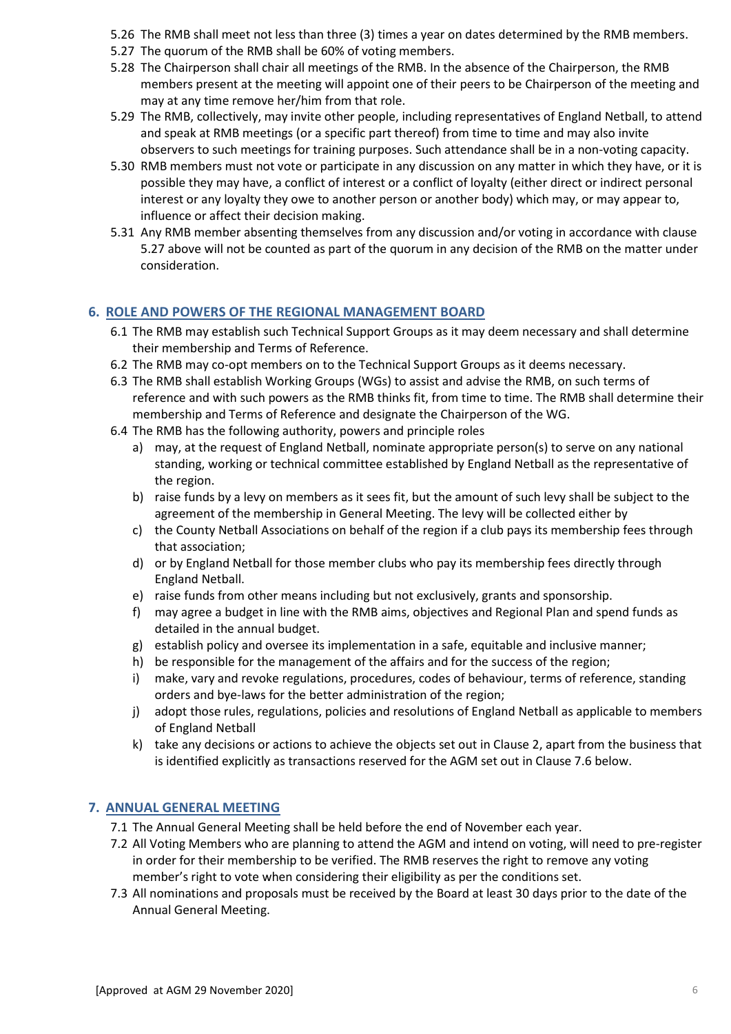5.26 The RMB shall meet not less than three (3) times a year on dates determined by the RMB members.

5.27 The quorum of the RMB shall be 60% of voting members.

5.28 The Chairperson shall chair all meetings of the RMB. In the absence of the Chairperson, the RMB members present at the meeting will appoint one of their peers to be Chairperson of the meeting and may at any time remove her/him from that role.

5.29 The RMB, collectively, may invite other people, including representatives of England Netball, to attend and speak at RMB meetings (or a specific part thereof) from time to time and may also invite observers to such meetings for training purposes. Such attendance shall be in a non-voting capacity.

5.30 RMB members must not vote or participate in any discussion on any matter in which they have, or it is possible they may have, a conflict of interest or a conflict of loyalty (either direct or indirect personal interest or any loyalty they owe to another person or another body) which may, or may appear to, influence or affect their decision making.

5.31 Any RMB member absenting themselves from any discussion and/or voting in accordance with clause 5.27 above will not be counted as part of the quorum in any decision of the RMB on the matter under consideration.

## 6. ROLE AND POWERS OF THE REGIONAL MANAGEMENT BOARD

6.1 The RMB may establish such Technical Support Groups as it may deem necessary and shall determine their membership and Terms of Reference.

6.2 The RMB may co-opt members on to the Technical Support Groups as it deems necessary.

6.3 The RMB shall establish Working Groups (WGs) to assist and advise the RMB, on such terms of reference and with such powers as the RMB thinks fit, from time to time. The RMB shall determine their membership and Terms of Reference and designate the Chairperson of the WG.

6.4 The RMB has the following authority, powers and principle roles

a) may, at the request of England Netball, nominate appropriate person(s) to serve on any national standing, working or technical committee established by England Netball as the representative of the region.

b) raise funds by a levy on members as it sees fit, but the amount of such levy shall be subject to the agreement of the membership in General Meeting. The levy will be collected either by

c) the County Netball Associations on behalf of the region if a club pays its membership fees through that association;

d) or by England Netball for those member clubs who pay its membership fees directly through England Netball.

e) raise funds from other means including but not exclusively, grants and sponsorship.

f) may agree a budget in line with the RMB aims, objectives and Regional Plan and spend funds as detailed in the annual budget.

g) establish policy and oversee its implementation in a safe, equitable and inclusive manner;

h) be responsible for the management of the affairs and for the success of the region;

i) make, vary and revoke regulations, procedures, codes of behaviour, terms of reference, standing orders and bye-laws for the better administration of the region;

j) adopt those rules, regulations, policies and resolutions of England Netball as applicable to members of England Netball

k) take any decisions or actions to achieve the objects set out in Clause 2, apart from the business that is identified explicitly as transactions reserved for the AGM set out in Clause 7.6 below.

## 7. ANNUAL GENERAL MEETING

7.1 The Annual General Meeting shall be held before the end of November each year.

7.2 All Voting Members who are planning to attend the AGM and intend on voting, will need to pre-register in order for their membership to be verified. The RMB reserves the right to remove any voting member's right to vote when considering their eligibility as per the conditions set.

7.3 All nominations and proposals must be received by the Board at least 30 days prior to the date of the Annual General Meeting.

[Approved at AGM 29 November 2020]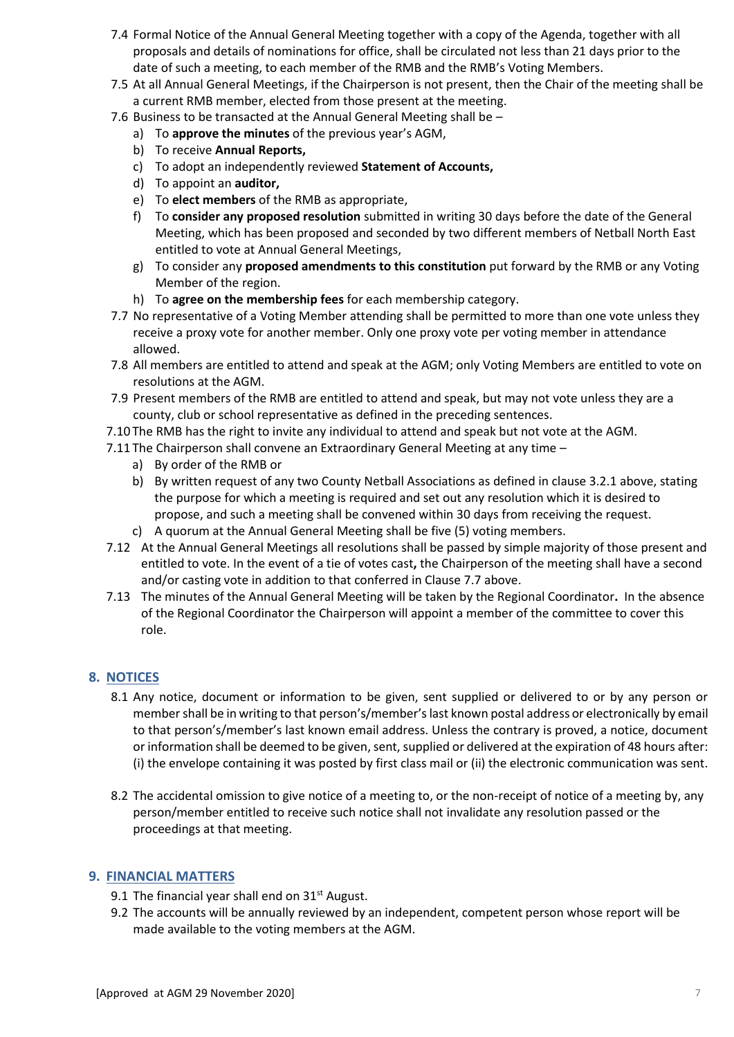7.4 Formal Notice of the Annual General Meeting together with a copy of the Agenda, together with all proposals and details of nominations for office, shall be circulated not less than 21 days prior to the date of such a meeting, to each member of the RMB and the RMB's Voting Members.

7.5 At all Annual General Meetings, if the Chairperson is not present, then the Chair of the meeting shall be a current RMB member, elected from those present at the meeting.

7.6 Business to be transacted at the Annual General Meeting shall be –

- a) To **approve the minutes** of the previous year's AGM,
- b) To receive **Annual Reports,**
- c) To adopt an independently reviewed **Statement of Accounts,**
- d) To appoint an **auditor,**
- e) To **elect members** of the RMB as appropriate,
- f) To **consider any proposed resolution** submitted in writing 30 days before the date of the General Meeting, which has been proposed and seconded by two different members of Netball North East entitled to vote at Annual General Meetings,
- g) To consider any **proposed amendments to this constitution** put forward by the RMB or any Voting Member of the region.
- h) To **agree on the membership fees** for each membership category.

7.7 No representative of a Voting Member attending shall be permitted to more than one vote unless they receive a proxy vote for another member. Only one proxy vote per voting member in attendance allowed.

7.8 All members are entitled to attend and speak at the AGM; only Voting Members are entitled to vote on resolutions at the AGM.

7.9 Present members of the RMB are entitled to attend and speak, but may not vote unless they are a county, club or school representative as defined in the preceding sentences.

7.10 The RMB has the right to invite any individual to attend and speak but not vote at the AGM.

7.11 The Chairperson shall convene an Extraordinary General Meeting at any time –

- a) By order of the RMB or
- b) By written request of any two County Netball Associations as defined in clause 3.2.1 above, stating the purpose for which a meeting is required and set out any resolution which it is desired to propose, and such a meeting shall be convened within 30 days from receiving the request.
- c) A quorum at the Annual General Meeting shall be five (5) voting members.

7.12 At the Annual General Meetings all resolutions shall be passed by simple majority of those present and entitled to vote. In the event of a tie of votes cast**,** the Chairperson of the meeting shall have a second and/or casting vote in addition to that conferred in Clause 7.7 above.

7.13 The minutes of the Annual General Meeting will be taken by the Regional Coordinator**.** In the absence of the Regional Coordinator the Chairperson will appoint a member of the committee to cover this role.

## 8. NOTICES

8.1 Any notice, document or information to be given, sent supplied or delivered to or by any person or member shall be in writing to that person's/member's last known postal address or electronically by email to that person's/member's last known email address. Unless the contrary is proved, a notice, document or information shall be deemed to be given, sent, supplied or delivered at the expiration of 48 hours after: (i) the envelope containing it was posted by first class mail or (ii) the electronic communication was sent.

8.2 The accidental omission to give notice of a meeting to, or the non-receipt of notice of a meeting by, any person/member entitled to receive such notice shall not invalidate any resolution passed or the proceedings at that meeting.

## 9. FINANCIAL MATTERS

9.1 The financial year shall end on 31st August.

9.2 The accounts will be annually reviewed by an independent, competent person whose report will be made available to the voting members at the AGM.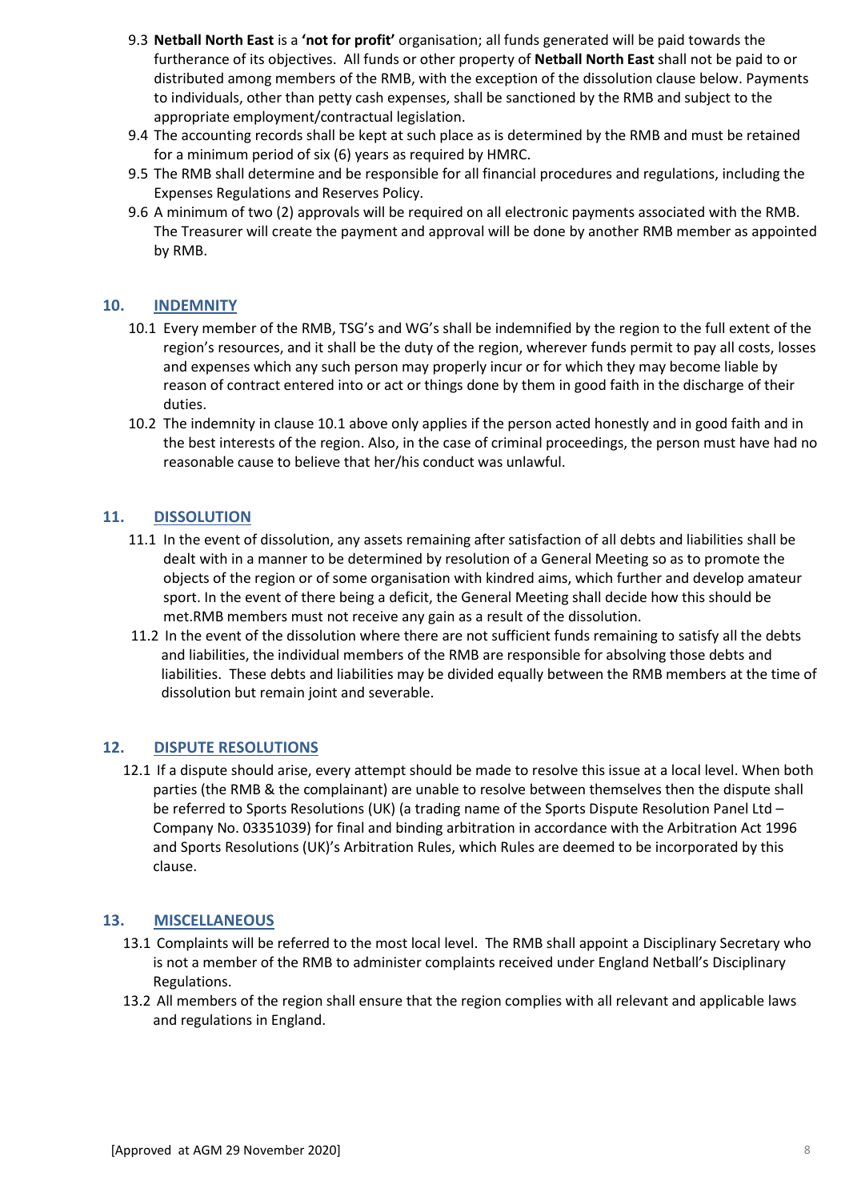9.3 **Netball North East** is a **'not for profit'** organisation; all funds generated will be paid towards the furtherance of its objectives. All funds or other property of **Netball North East** shall not be paid to or distributed among members of the RMB, with the exception of the dissolution clause below. Payments to individuals, other than petty cash expenses, shall be sanctioned by the RMB and subject to the appropriate employment/contractual legislation.

9.4 The accounting records shall be kept at such place as is determined by the RMB and must be retained for a minimum period of six (6) years as required by HMRC.

9.5 The RMB shall determine and be responsible for all financial procedures and regulations, including the Expenses Regulations and Reserves Policy.

9.6 A minimum of two (2) approvals will be required on all electronic payments associated with the RMB. The Treasurer will create the payment and approval will be done by another RMB member as appointed by RMB.

## 10. INDEMNITY

10.1 Every member of the RMB, TSG's and WG's shall be indemnified by the region to the full extent of the region's resources, and it shall be the duty of the region, wherever funds permit to pay all costs, losses and expenses which any such person may properly incur or for which they may become liable by reason of contract entered into or act or things done by them in good faith in the discharge of their duties.

10.2 The indemnity in clause 10.1 above only applies if the person acted honestly and in good faith and in the best interests of the region. Also, in the case of criminal proceedings, the person must have had no reasonable cause to believe that her/his conduct was unlawful.

## 11. DISSOLUTION

11.1 In the event of dissolution, any assets remaining after satisfaction of all debts and liabilities shall be dealt with in a manner to be determined by resolution of a General Meeting so as to promote the objects of the region or of some organisation with kindred aims, which further and develop amateur sport. In the event of there being a deficit, the General Meeting shall decide how this should be met.RMB members must not receive any gain as a result of the dissolution.

11.2 In the event of the dissolution where there are not sufficient funds remaining to satisfy all the debts and liabilities, the individual members of the RMB are responsible for absolving those debts and liabilities. These debts and liabilities may be divided equally between the RMB members at the time of dissolution but remain joint and severable.

## 12. DISPUTE RESOLUTIONS

12.1 If a dispute should arise, every attempt should be made to resolve this issue at a local level. When both parties (the RMB & the complainant) are unable to resolve between themselves then the dispute shall be referred to Sports Resolutions (UK) (a trading name of the Sports Dispute Resolution Panel Ltd – Company No. 03351039) for final and binding arbitration in accordance with the Arbitration Act 1996 and Sports Resolutions (UK)'s Arbitration Rules, which Rules are deemed to be incorporated by this clause.

## 13. MISCELLANEOUS

13.1 Complaints will be referred to the most local level. The RMB shall appoint a Disciplinary Secretary who is not a member of the RMB to administer complaints received under England Netball's Disciplinary Regulations.

13.2 All members of the region shall ensure that the region complies with all relevant and applicable laws and regulations in England.

[Approved at AGM 29 November 2020]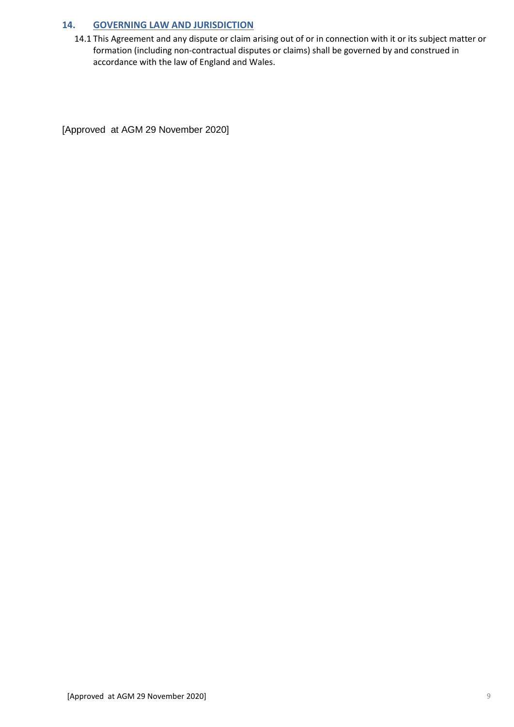## 14. GOVERNING LAW AND JURISDICTION

14.1 This Agreement and any dispute or claim arising out of or in connection with it or its subject matter or formation (including non-contractual disputes or claims) shall be governed by and construed in accordance with the law of England and Wales.

[Approved at AGM 29 November 2020]